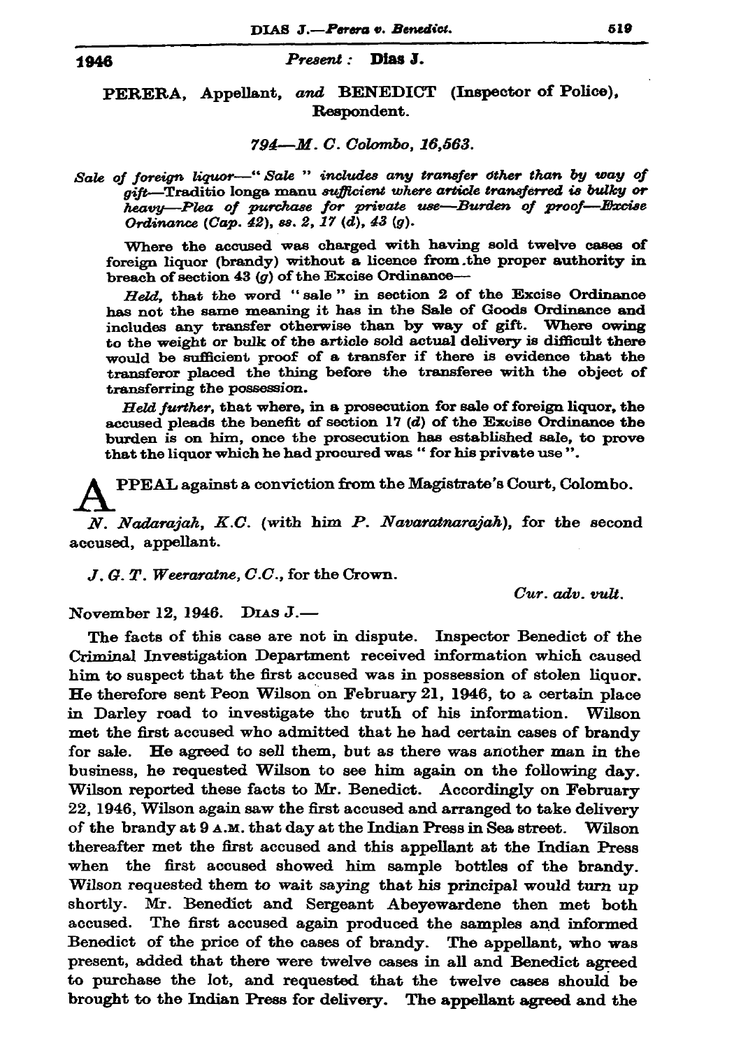**1946** *Present :* **Dias J.**

**PERERA, Appellant, *and* BENEDICT (Inspector of Police), Respondent.**

*794—M. C. Colombo, 16,563.*

*Sale of foreign liquor—" Sale " includes any transfer other than by way of gift—Traditio longa manu sufficient where article transferred is bulky or heavy—Plea of purchase for private use—Burden of proof—Excise Ordinance (Cap. 42), ss. 2, 17 (d), 43 (g).*

Where the accused was charged with having sold twelve cases of foreign liquor (brandy) without a licence from the proper authority in breach of section 43 (*g*) of the Excise Ordinance—

*Held*, that the word " sale " in section 2 of the Excise Ordinance has not the same meaning it has in the Sale of Goods Ordinance and includes any transfer otherwise than by way of gift. Where owing to the weight or bulk of the article sold actual delivery is difficult there would be sufficient proof of a transfer if there is evidence that the transferor placed the thing before the transferee with the object of transferring the possession.

*Held further*, that where, in a prosecution for sale of foreign liquor, the accused pleads the benefit of section 17 (*d*) of the Excise Ordinance the burden is on him, once the prosecution has established sale, to prove that the liquor which he had procured was " for his private use ".

APPEAL against a conviction from the Magistrate's Court, Colombo.

*N. Nadarajah, K.C.* (with him *P. Navaratnarajah*), for the second accused, appellant.

*J. G. T. Weeraratne, C.C.*, for the Crown.

*Cur. adv. vult.*

November 12, 1946. DIAS J.—

The facts of this case are not in dispute. Inspector Benedict of the Criminal Investigation Department received information which caused him to suspect that the first accused was in possession of stolen liquor. He therefore sent Peon Wilson on February 21, 1946, to a certain place in Darley road to investigate the truth of his information. Wilson met the first accused who admitted that he had certain cases of brandy for sale. He agreed to sell them, but as there was another man in the business, he requested Wilson to see him again on the following day. Wilson reported these facts to Mr. Benedict. Accordingly on February 22, 1946, Wilson again saw the first accused and arranged to take delivery of the brandy at 9 A.M. that day at the Indian Press in Sea street. Wilson thereafter met the first accused and this appellant at the Indian Press when the first accused showed him sample bottles of the brandy. Wilson requested them to wait saying that his principal would turn up shortly. Mr. Benedict and Sergeant Abeyewardene then met both accused. The first accused again produced the samples and informed Benedict of the price of the cases of brandy. The appellant, who was present, added that there were twelve cases in all and Benedict agreed to purchase the lot, and requested that the twelve cases should be brought to the Indian Press for delivery. The appellant agreed and the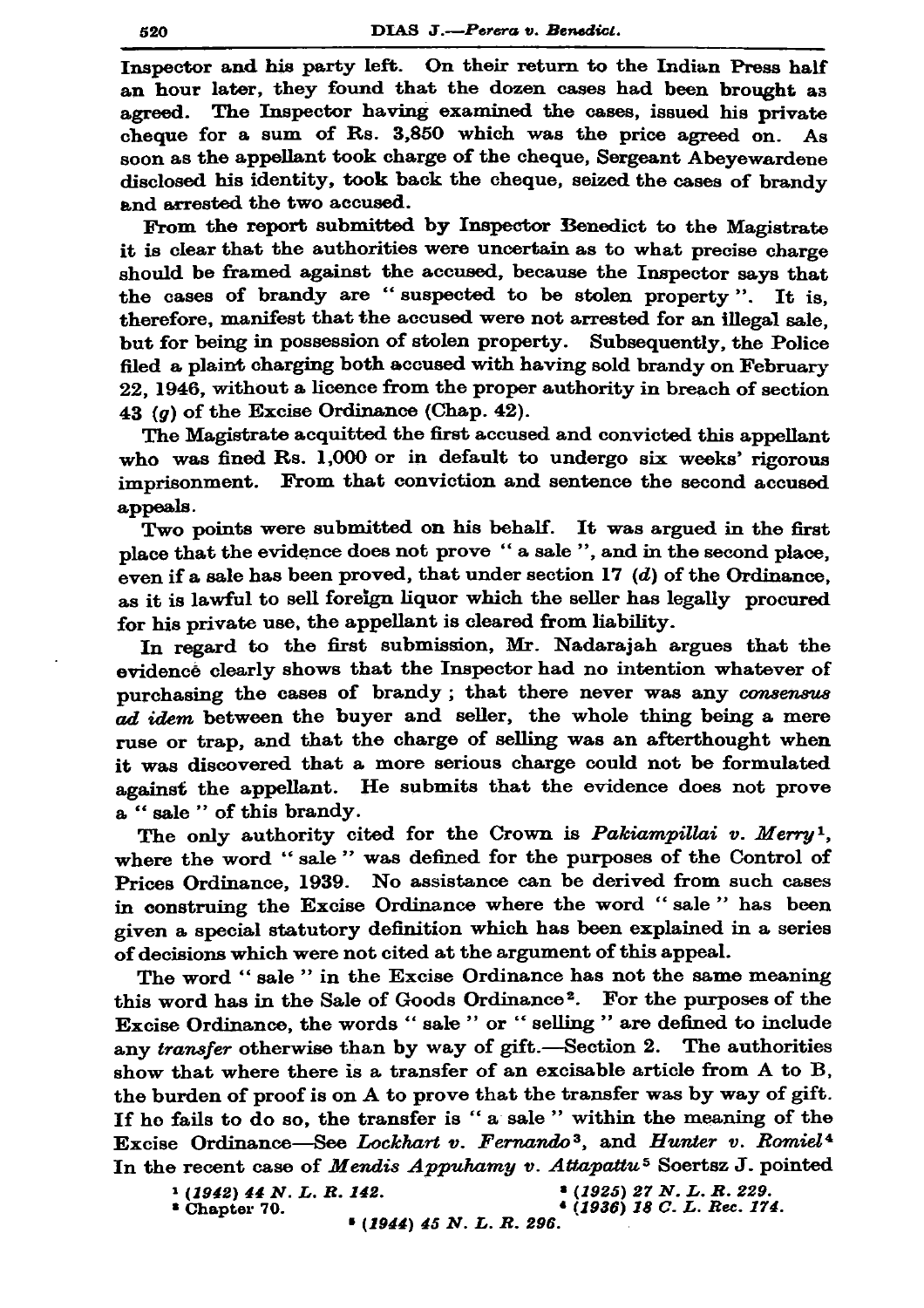Inspector and his party left. On their return to the Indian Press half an hour later, they found that the dozen cases had been brought as agreed. The Inspector having examined the cases, issued his private cheque for a sum of Rs. 3,850 which was the price agreed on. As soon as the appellant took charge of the cheque, Sergeant Abeyewardene disclosed his identity, took back the cheque, seized the cases of brandy and arrested the two accused.

From the report submitted by Inspector Benedict to the Magistrate it is clear that the authorities were uncertain as to what precise charge should be framed against the accused, because the Inspector says that the cases of brandy are " suspected to be stolen property ". It is, therefore, manifest that the accused were not arrested for an illegal sale, but for being in possession of stolen property. Subsequently, the Police filed a plaint charging both accused with having sold brandy on February 22, 1946, without a licence from the proper authority in breach of section 43 (*g*) of the Excise Ordinance (Chap. 42).

The Magistrate acquitted the first accused and convicted this appellant who was fined Rs. 1,000 or in default to undergo six weeks' rigorous imprisonment. From that conviction and sentence the second accused appeals.

Two points were submitted on his behalf. It was argued in the first place that the evidence does not prove " a sale ", and in the second place, even if a sale has been proved, that under section 17 (*d*) of the Ordinance, as it is lawful to sell foreign liquor which the seller has legally procured for his private use, the appellant is cleared from liability.

In regard to the first submission, Mr. Nadarajah argues that the evidence clearly shows that the Inspector had no intention whatever of purchasing the cases of brandy; that there never was any *consensus ad idem* between the buyer and seller, the whole thing being a mere ruse or trap, and that the charge of selling was an afterthought when it was discovered that a more serious charge could not be formulated against the appellant. He submits that the evidence does not prove a " sale " of this brandy.

The only authority cited for the Crown is *Pakiampillai v. Merry*[1], where the word " sale " was defined for the purposes of the Control of Prices Ordinance, 1939. No assistance can be derived from such cases in construing the Excise Ordinance where the word " sale " has been given a special statutory definition which has been explained in a series of decisions which were not cited at the argument of this appeal.

The word " sale " in the Excise Ordinance has not the same meaning this word has in the Sale of Goods Ordinance[2]. For the purposes of the Excise Ordinance, the words " sale " or " selling " are defined to include any *transfer* otherwise than by way of gift.—Section 2. The authorities show that where there is a transfer of an excisable article from A to B, the burden of proof is on A to prove that the transfer was by way of gift. If he fails to do so, the transfer is " a sale " within the meaning of the Excise Ordinance—See *Lockhart v. Fernando*[3], and *Hunter v. Romiel*[4] In the recent case of *Mendis Appuhamy v. Attapattu*[5] Soertsz J. pointed

[1] (1942) 44 N. L. R. 142.

[2] Chapter 70.

[3] (1925) 27 N. L. R. 229.

[4] (1936) 18 C. L. Rec. 174.

[5] (1944) 45 N. L. R. 296.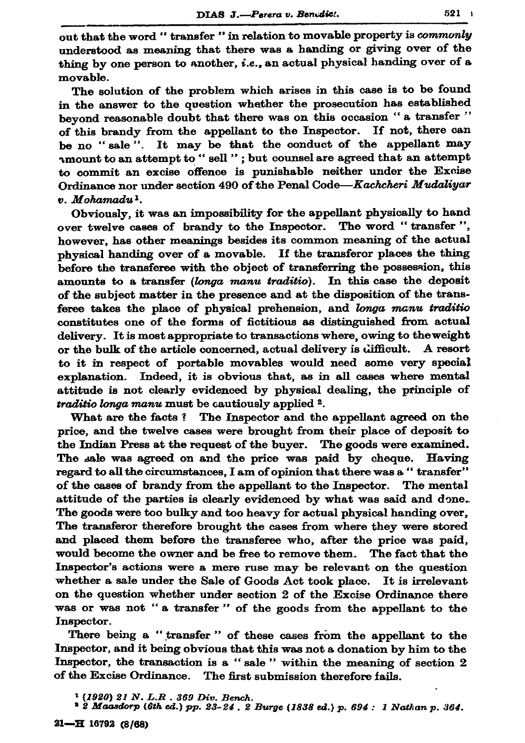out that the word " transfer " in relation to movable property is *commonly* understood as meaning that there was a handing or giving over of the thing by one person to another, *i.e.*, an actual physical handing over of a movable.

The solution of the problem which arises in this case is to be found in the answer to the question whether the prosecution has established beyond reasonable doubt that there was on this occasion " a transfer " of this brandy from the appellant to the Inspector. If not, there can be no " sale ". It may be that the conduct of the appellant may amount to an attempt to " sell " ; but counsel are agreed that an attempt to commit an excise offence is punishable neither under the Excise Ordinance nor under section 490 of the Penal Code—*Kachcheri Mudaliyar v. Mohamadu*[1].

Obviously, it was an impossibility for the appellant physically to hand over twelve cases of brandy to the Inspector. The word " transfer ", however, has other meanings besides its common meaning of the actual physical handing over of a movable. If the transferor places the thing before the transferee with the object of transferring the possession, this amounts to a transfer (*longa manu traditio*). In this case the deposit of the subject matter in the presence and at the disposition of the transferee takes the place of physical prehension, and *longa manu traditio* constitutes one of the forms of fictitious as distinguished from actual delivery. It is most appropriate to transactions where, owing to the weight or the bulk of the article concerned, actual delivery is difficult. A resort to it in respect of portable movables would need some very special explanation. Indeed, it is obvious that, as in all cases where mental attitude is not clearly evidenced by physical dealing, the principle of *traditio longa manu* must be cautiously applied [2].

What are the facts ? The Inspector and the appellant agreed on the price, and the twelve cases were brought from their place of deposit to the Indian Press at the request of the buyer. The goods were examined. The sale was agreed on and the price was paid by cheque. Having regard to all the circumstances, I am of opinion that there was a " transfer " of the cases of brandy from the appellant to the Inspector. The mental attitude of the parties is clearly evidenced by what was said and done. The goods were too bulky and too heavy for actual physical handing over, The transferor therefore brought the cases from where they were stored and placed them before the transferee who, after the price was paid, would become the owner and be free to remove them. The fact that the Inspector's actions were a mere ruse may be relevant on the question whether a sale under the Sale of Goods Act took place. It is irrelevant on the question whether under section 2 of the Excise Ordinance there was or was not " a transfer " of the goods from the appellant to the Inspector.

There being a " transfer " of these cases from the appellant to the Inspector, and it being obvious that this was not a donation by him to the Inspector, the transaction is a " sale " within the meaning of section 2 of the Excise Ordinance. The first submission therefore fails.

[1] *(1920) 21 N. L.R . 369 Div. Bench.*

[2] *2 Maasdorp (6th ed.) pp. 23-24 . 2 Burge (1838 ed.) p. 694 : 1 Nathan p. 364.*

21—H 16792 (8/68)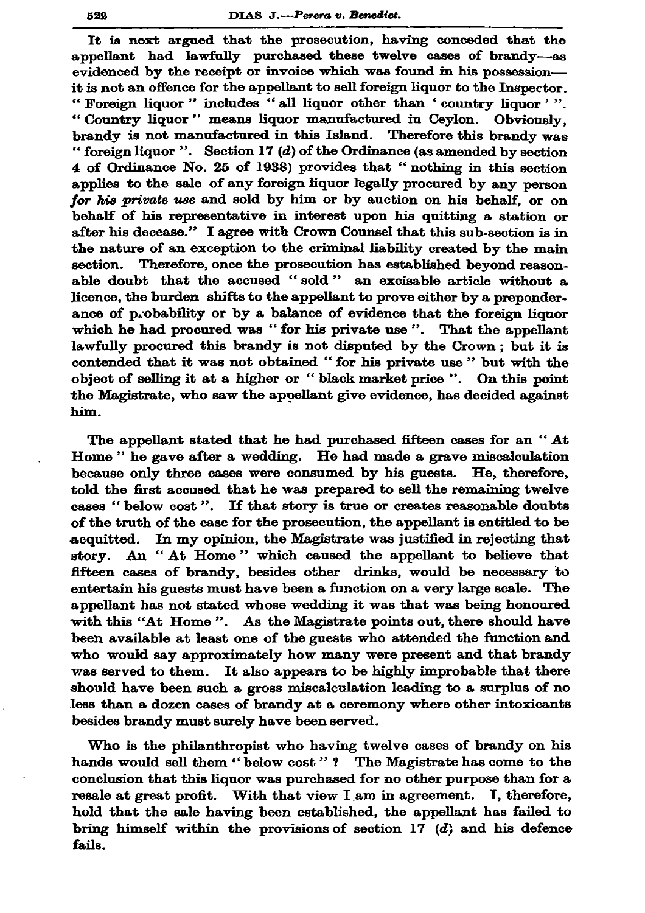It is next argued that the prosecution, having conceded that the appellant had lawfully purchased these twelve cases of brandy—as evidenced by the receipt or invoice which was found in his possession—it is not an offence for the appellant to sell foreign liquor to the Inspector. " Foreign liquor " includes " all liquor other than ' country liquor ' ". " Country liquor " means liquor manufactured in Ceylon. Obviously, brandy is not manufactured in this Island. Therefore this brandy was " foreign liquor ". Section 17 (*d*) of the Ordinance (as amended by section 4 of Ordinance No. 25 of 1938) provides that " nothing in this section applies to the sale of any foreign liquor legally procured by any person *for his private use* and sold by him or by auction on his behalf, or on behalf of his representative in interest upon his quitting a station or after his decease." I agree with Crown Counsel that this sub-section is in the nature of an exception to the criminal liability created by the main section. Therefore, once the prosecution has established beyond reasonable doubt that the accused " sold " an excisable article without a licence, the burden shifts to the appellant to prove either by a preponderance of probability or by a balance of evidence that the foreign liquor which he had procured was " for his private use ". That the appellant lawfully procured this brandy is not disputed by the Crown; but it is contended that it was not obtained " for his private use " but with the object of selling it at a higher or " black market price ". On this point the Magistrate, who saw the appellant give evidence, has decided against him.

The appellant stated that he had purchased fifteen cases for an " At Home " he gave after a wedding. He had made a grave miscalculation because only three cases were consumed by his guests. He, therefore, told the first accused that he was prepared to sell the remaining twelve cases " below cost ". If that story is true or creates reasonable doubts of the truth of the case for the prosecution, the appellant is entitled to be acquitted. In my opinion, the Magistrate was justified in rejecting that story. An " At Home " which caused the appellant to believe that fifteen cases of brandy, besides other drinks, would be necessary to entertain his guests must have been a function on a very large scale. The appellant has not stated whose wedding it was that was being honoured with this "At Home ". As the Magistrate points out, there should have been available at least one of the guests who attended the function and who would say approximately how many were present and that brandy was served to them. It also appears to be highly improbable that there should have been such a gross miscalculation leading to a surplus of no less than a dozen cases of brandy at a ceremony where other intoxicants besides brandy must surely have been served.

Who is the philanthropist who having twelve cases of brandy on his hands would sell them " below cost " ? The Magistrate has come to the conclusion that this liquor was purchased for no other purpose than for a resale at great profit. With that view I am in agreement. I, therefore, hold that the sale having been established, the appellant has failed to bring himself within the provisions of section 17 (*d*) and his defence fails.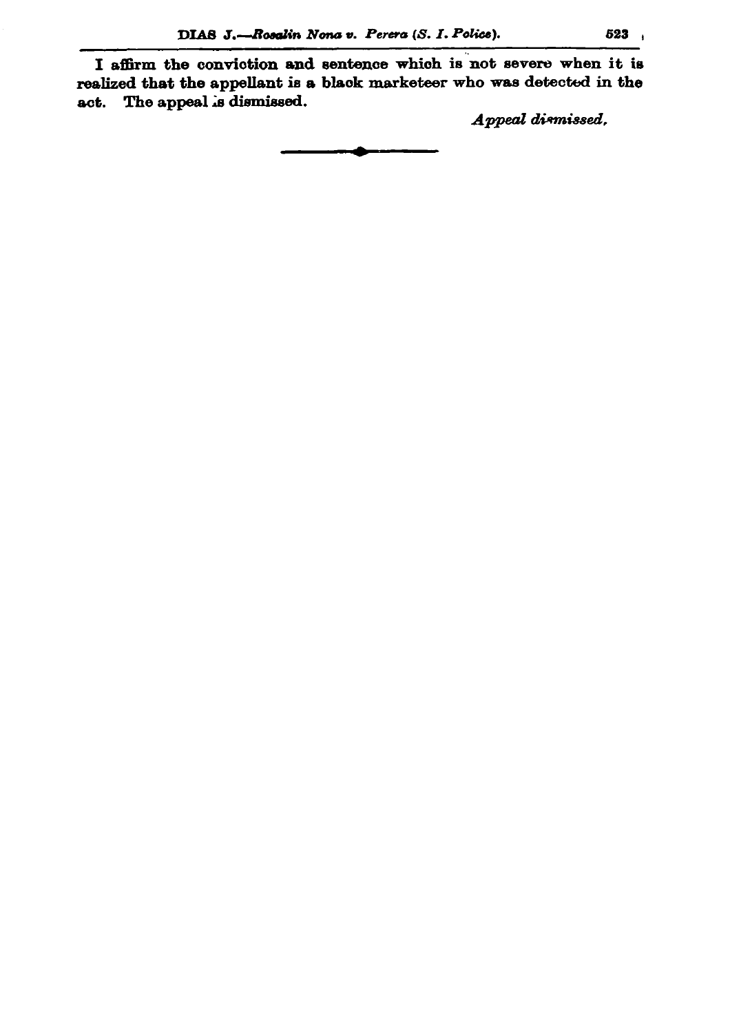I affirm the conviction and sentence which is not severe when it is realized that the appellant is a black marketeer who was detected in the act. The appeal is dismissed.

*Appeal dismissed.*